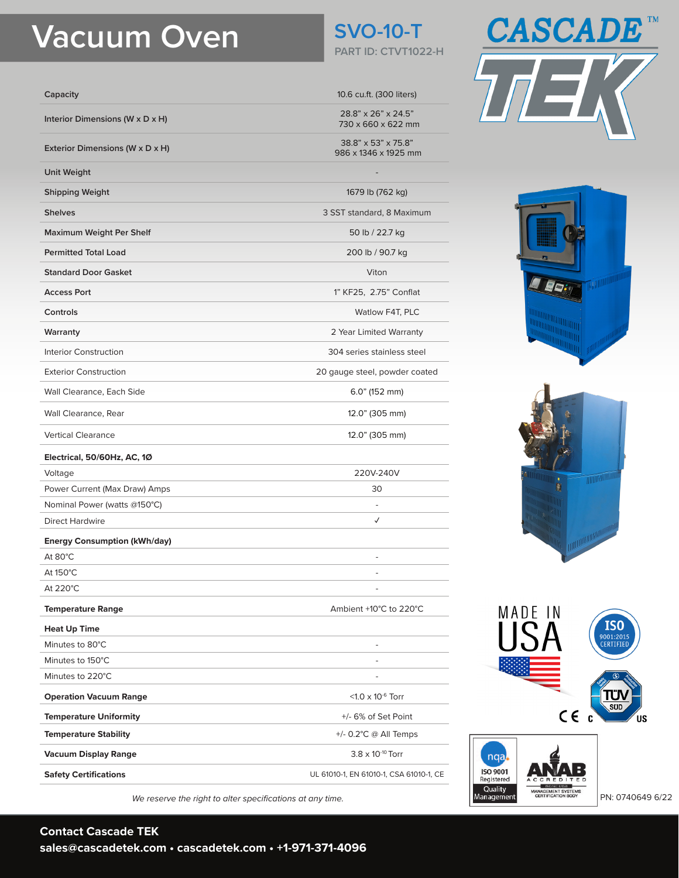# Vacuum Oven

## SVO-10-T

PART ID: CTVT1022-H

CASCADE TEK

| | |
|---|---|
| **Capacity** | 10.6 cu.ft. (300 liters) |
| **Interior Dimensions (W x D x H)** | 28.8" x 26" x 24.5"<br>730 x 660 x 622 mm |
| **Exterior Dimensions (W x D x H)** | 38.8" x 53" x 75.8"<br>986 x 1346 x 1925 mm |
| **Unit Weight** | - |
| **Shipping Weight** | 1679 lb (762 kg) |
| **Shelves** | 3 SST standard, 8 Maximum |
| **Maximum Weight Per Shelf** | 50 lb / 22.7 kg |
| **Permitted Total Load** | 200 lb / 90.7 kg |
| **Standard Door Gasket** | Viton |
| **Access Port** | 1" KF25, 2.75" Conflat |
| **Controls** | Watlow F4T, PLC |
| **Warranty** | 2 Year Limited Warranty |
| Interior Construction | 304 series stainless steel |
| Exterior Construction | 20 gauge steel, powder coated |
| Wall Clearance, Each Side | 6.0" (152 mm) |
| Wall Clearance, Rear | 12.0" (305 mm) |
| Vertical Clearance | 12.0" (305 mm) |
| **Electrical, 50/60Hz, AC, 1Ø** | |
| Voltage | 220V-240V |
| Power Current (Max Draw) Amps | 30 |
| Nominal Power (watts @150°C) | - |
| Direct Hardwire | ✓ |
| **Energy Consumption (kWh/day)** | |
| At 80°C | - |
| At 150°C | - |
| At 220°C | - |
| **Temperature Range** | Ambient +10°C to 220°C |
| **Heat Up Time** | |
| Minutes to 80°C | - |
| Minutes to 150°C | - |
| Minutes to 220°C | - |
| **Operation Vacuum Range** | <1.0 x $10^{-6}$ Torr |
| **Temperature Uniformity** | +/- 6% of Set Point |
| **Temperature Stability** | +/- 0.2°C @ All Temps |
| **Vacuum Display Range** | 3.8 x $10^{-10}$ Torr |
| **Safety Certifications** | UL 61010-1, EN 61010-1, CSA 61010-1, CE |

*We reserve the right to alter specifications at any time.*

MADE IN USA

ISO 9001:2015 CERTIFIED

TÜV SÜD C US

CE

nqa ISO 9001 Registered Quality Management

ANAB ACCREDITED MANAGEMENT SYSTEMS CERTIFICATION BODY

PN: 0740649 6/22

**Contact Cascade TEK**

**sales@cascadetek.com • cascadetek.com • +1-971-371-4096**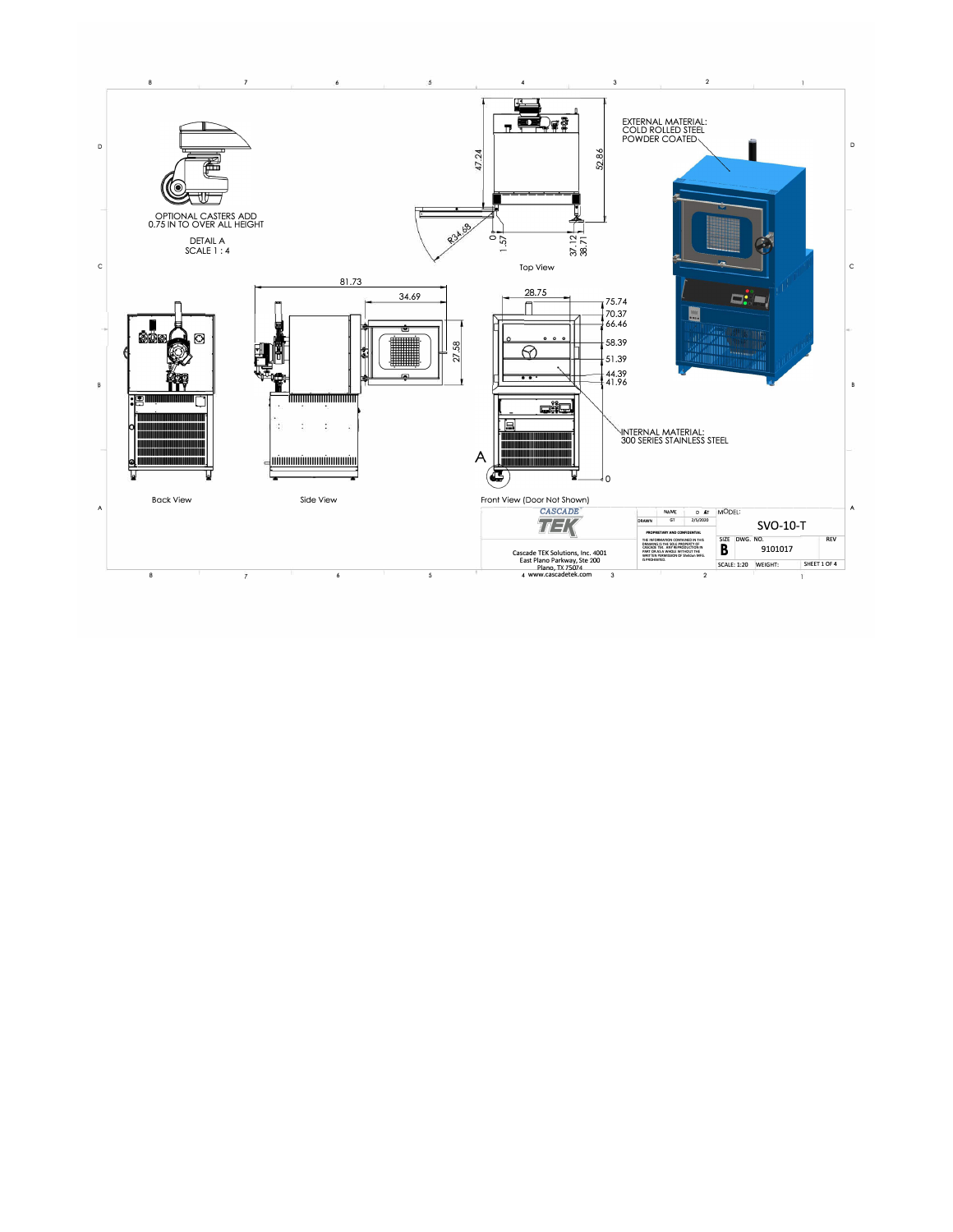EXTERNAL MATERIAL:
COLD ROLLED STEEL
POWDER COATED

OPTIONAL CASTERS ADD
0.75 IN TO OVER ALL HEIGHT

DETAIL A
SCALE 1 : 4

47.24

52.86

R34.68

0
1.57

37.12
38.71

Top View

81.73

34.69

27.58

28.75

75.74
70.37
66.46
58.39
51.39
44.39
41.96

0

A

INTERNAL MATERIAL:
300 SERIES STAINLESS STEEL

Back View

Side View

Front View (Door Not Shown)

CASCADE TEK

Cascade TEK Solutions, Inc. 4001
East Plano Parkway, Ste 200
Plano, TX 75074
www.cascadetek.com

| | NAME | DATE |
|---|---|---|
| DRAWN | GT | 2/5/2020 |

PROPRIETARY AND CONFIDENTIAL

THE INFORMATION CONTAINED IN THIS DRAWING IS THE SOLE PROPERTY OF CASCADE TEK. ANY REPRODUCTION IN PART OR AS A WHOLE WITHOUT THE WRITTEN PERMISSION OF Sheldon MFG IS PROHIBITED.

MODEL: SVO-10-T

SIZE: B

DWG. NO. 9101017

REV

SCALE: 1:20

WEIGHT:

SHEET 1 OF 4